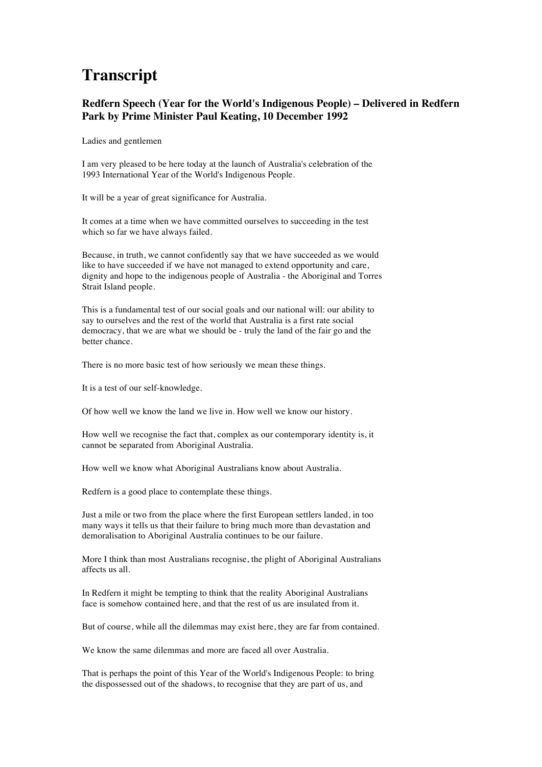# Transcript

## Redfern Speech (Year for the World's Indigenous People) – Delivered in Redfern Park by Prime Minister Paul Keating, 10 December 1992

Ladies and gentlemen

I am very pleased to be here today at the launch of Australia's celebration of the 1993 International Year of the World's Indigenous People.

It will be a year of great significance for Australia.

It comes at a time when we have committed ourselves to succeeding in the test which so far we have always failed.

Because, in truth, we cannot confidently say that we have succeeded as we would like to have succeeded if we have not managed to extend opportunity and care, dignity and hope to the indigenous people of Australia - the Aboriginal and Torres Strait Island people.

This is a fundamental test of our social goals and our national will: our ability to say to ourselves and the rest of the world that Australia is a first rate social democracy, that we are what we should be - truly the land of the fair go and the better chance.

There is no more basic test of how seriously we mean these things.

It is a test of our self-knowledge.

Of how well we know the land we live in. How well we know our history.

How well we recognise the fact that, complex as our contemporary identity is, it cannot be separated from Aboriginal Australia.

How well we know what Aboriginal Australians know about Australia.

Redfern is a good place to contemplate these things.

Just a mile or two from the place where the first European settlers landed, in too many ways it tells us that their failure to bring much more than devastation and demoralisation to Aboriginal Australia continues to be our failure.

More I think than most Australians recognise, the plight of Aboriginal Australians affects us all.

In Redfern it might be tempting to think that the reality Aboriginal Australians face is somehow contained here, and that the rest of us are insulated from it.

But of course, while all the dilemmas may exist here, they are far from contained.

We know the same dilemmas and more are faced all over Australia.

That is perhaps the point of this Year of the World's Indigenous People: to bring the dispossessed out of the shadows, to recognise that they are part of us, and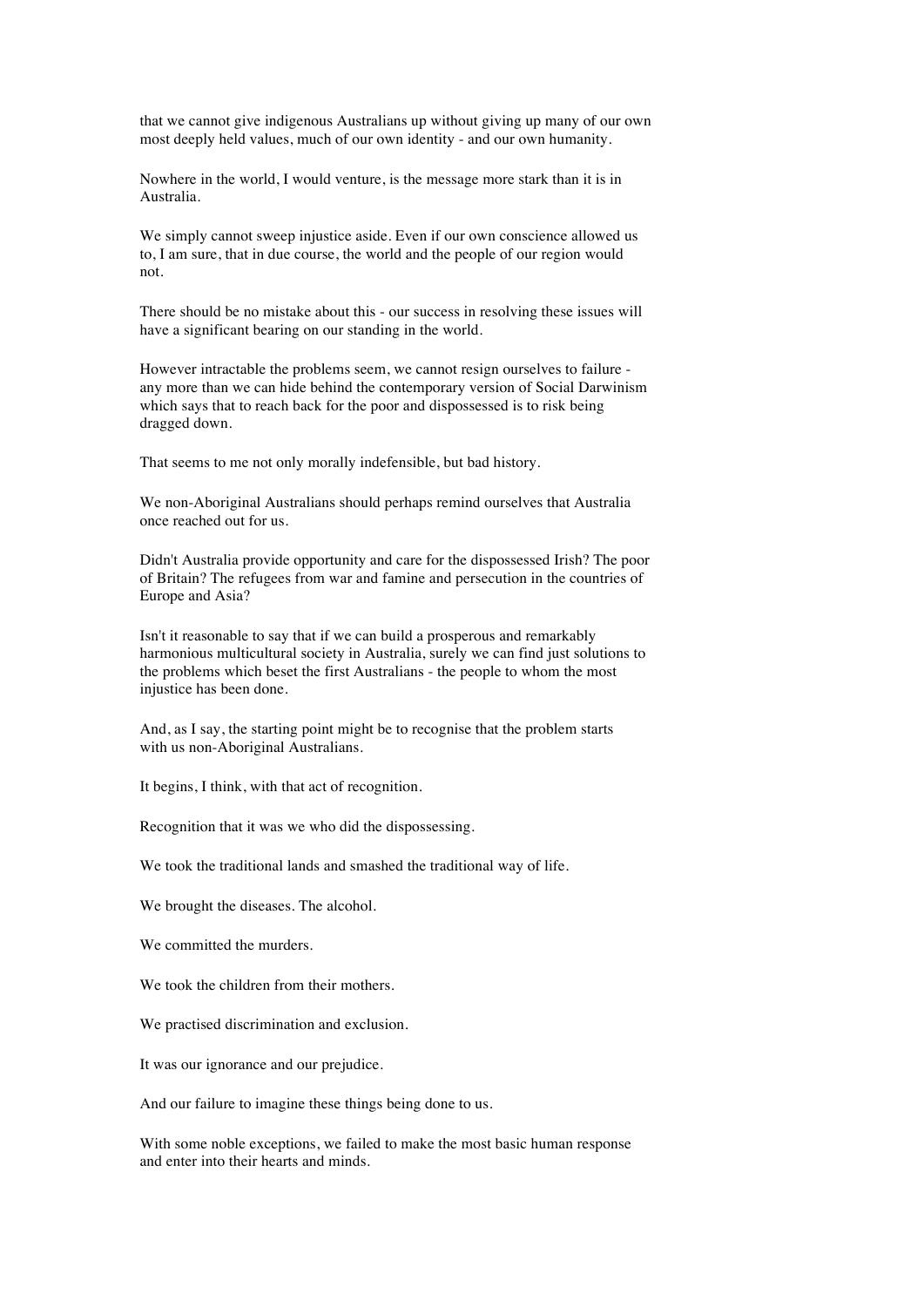that we cannot give indigenous Australians up without giving up many of our own most deeply held values, much of our own identity - and our own humanity.

Nowhere in the world, I would venture, is the message more stark than it is in Australia.

We simply cannot sweep injustice aside. Even if our own conscience allowed us to, I am sure, that in due course, the world and the people of our region would not.

There should be no mistake about this - our success in resolving these issues will have a significant bearing on our standing in the world.

However intractable the problems seem, we cannot resign ourselves to failure - any more than we can hide behind the contemporary version of Social Darwinism which says that to reach back for the poor and dispossessed is to risk being dragged down.

That seems to me not only morally indefensible, but bad history.

We non-Aboriginal Australians should perhaps remind ourselves that Australia once reached out for us.

Didn't Australia provide opportunity and care for the dispossessed Irish? The poor of Britain? The refugees from war and famine and persecution in the countries of Europe and Asia?

Isn't it reasonable to say that if we can build a prosperous and remarkably harmonious multicultural society in Australia, surely we can find just solutions to the problems which beset the first Australians - the people to whom the most injustice has been done.

And, as I say, the starting point might be to recognise that the problem starts with us non-Aboriginal Australians.

It begins, I think, with that act of recognition.

Recognition that it was we who did the dispossessing.

We took the traditional lands and smashed the traditional way of life.

We brought the diseases. The alcohol.

We committed the murders.

We took the children from their mothers.

We practised discrimination and exclusion.

It was our ignorance and our prejudice.

And our failure to imagine these things being done to us.

With some noble exceptions, we failed to make the most basic human response and enter into their hearts and minds.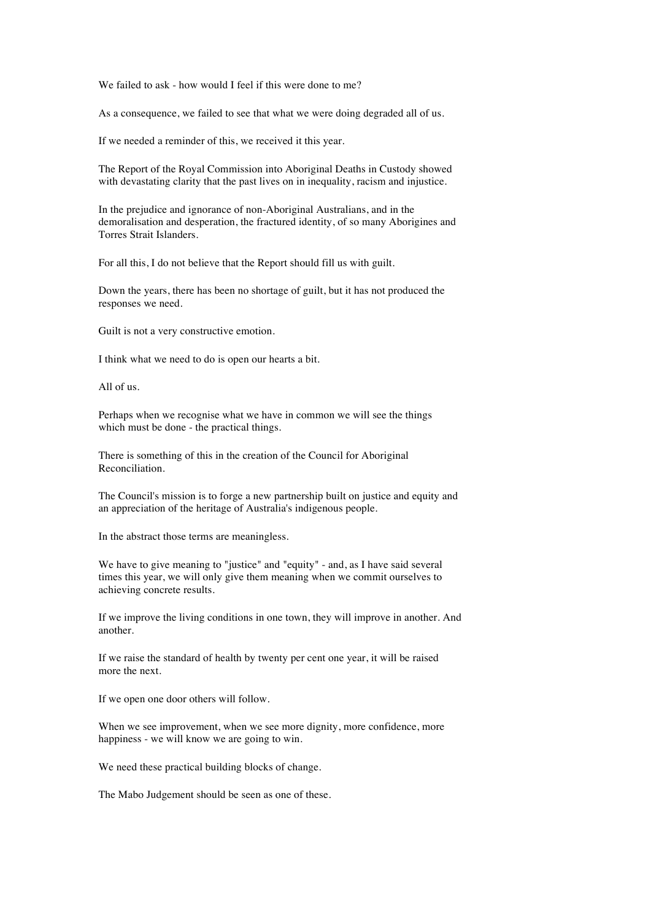We failed to ask - how would I feel if this were done to me?

As a consequence, we failed to see that what we were doing degraded all of us.

If we needed a reminder of this, we received it this year.

The Report of the Royal Commission into Aboriginal Deaths in Custody showed with devastating clarity that the past lives on in inequality, racism and injustice.

In the prejudice and ignorance of non-Aboriginal Australians, and in the demoralisation and desperation, the fractured identity, of so many Aborigines and Torres Strait Islanders.

For all this, I do not believe that the Report should fill us with guilt.

Down the years, there has been no shortage of guilt, but it has not produced the responses we need.

Guilt is not a very constructive emotion.

I think what we need to do is open our hearts a bit.

All of us.

Perhaps when we recognise what we have in common we will see the things which must be done - the practical things.

There is something of this in the creation of the Council for Aboriginal Reconciliation.

The Council's mission is to forge a new partnership built on justice and equity and an appreciation of the heritage of Australia's indigenous people.

In the abstract those terms are meaningless.

We have to give meaning to "justice" and "equity" - and, as I have said several times this year, we will only give them meaning when we commit ourselves to achieving concrete results.

If we improve the living conditions in one town, they will improve in another. And another.

If we raise the standard of health by twenty per cent one year, it will be raised more the next.

If we open one door others will follow.

When we see improvement, when we see more dignity, more confidence, more happiness - we will know we are going to win.

We need these practical building blocks of change.

The Mabo Judgement should be seen as one of these.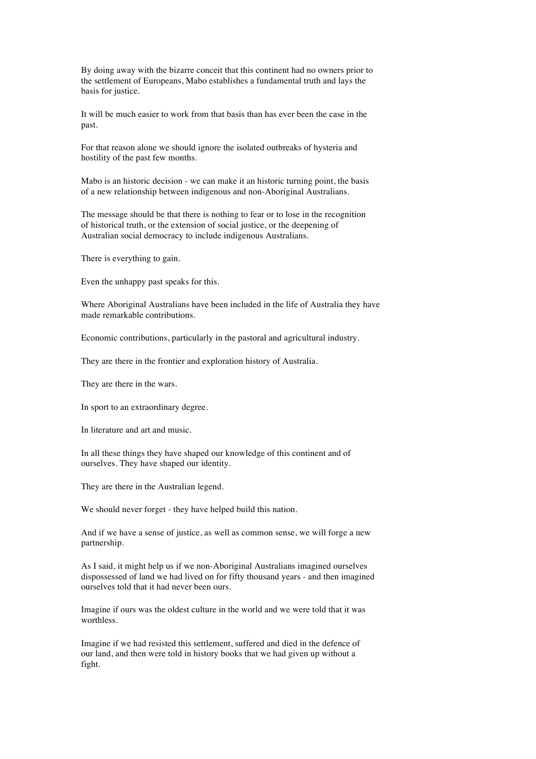By doing away with the bizarre conceit that this continent had no owners prior to the settlement of Europeans, Mabo establishes a fundamental truth and lays the basis for justice.

It will be much easier to work from that basis than has ever been the case in the past.

For that reason alone we should ignore the isolated outbreaks of hysteria and hostility of the past few months.

Mabo is an historic decision - we can make it an historic turning point, the basis of a new relationship between indigenous and non-Aboriginal Australians.

The message should be that there is nothing to fear or to lose in the recognition of historical truth, or the extension of social justice, or the deepening of Australian social democracy to include indigenous Australians.

There is everything to gain.

Even the unhappy past speaks for this.

Where Aboriginal Australians have been included in the life of Australia they have made remarkable contributions.

Economic contributions, particularly in the pastoral and agricultural industry.

They are there in the frontier and exploration history of Australia.

They are there in the wars.

In sport to an extraordinary degree.

In literature and art and music.

In all these things they have shaped our knowledge of this continent and of ourselves. They have shaped our identity.

They are there in the Australian legend.

We should never forget - they have helped build this nation.

And if we have a sense of justice, as well as common sense, we will forge a new partnership.

As I said, it might help us if we non-Aboriginal Australians imagined ourselves dispossessed of land we had lived on for fifty thousand years - and then imagined ourselves told that it had never been ours.

Imagine if ours was the oldest culture in the world and we were told that it was worthless.

Imagine if we had resisted this settlement, suffered and died in the defence of our land, and then were told in history books that we had given up without a fight.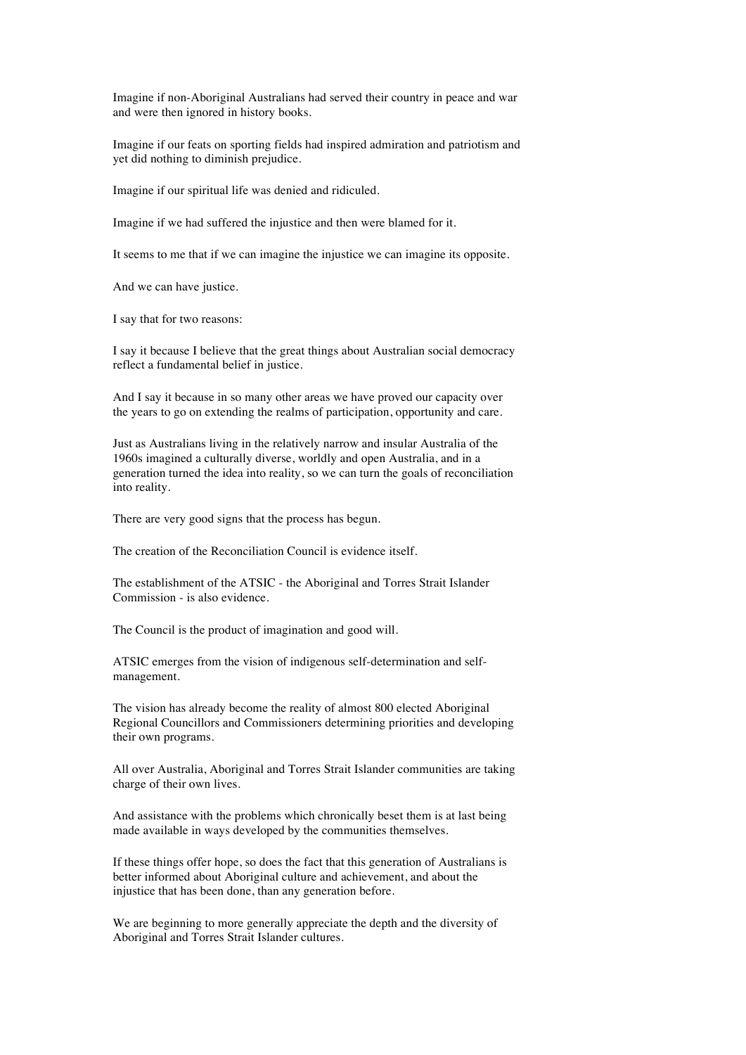Imagine if non-Aboriginal Australians had served their country in peace and war and were then ignored in history books.

Imagine if our feats on sporting fields had inspired admiration and patriotism and yet did nothing to diminish prejudice.

Imagine if our spiritual life was denied and ridiculed.

Imagine if we had suffered the injustice and then were blamed for it.

It seems to me that if we can imagine the injustice we can imagine its opposite.

And we can have justice.

I say that for two reasons:

I say it because I believe that the great things about Australian social democracy reflect a fundamental belief in justice.

And I say it because in so many other areas we have proved our capacity over the years to go on extending the realms of participation, opportunity and care.

Just as Australians living in the relatively narrow and insular Australia of the 1960s imagined a culturally diverse, worldly and open Australia, and in a generation turned the idea into reality, so we can turn the goals of reconciliation into reality.

There are very good signs that the process has begun.

The creation of the Reconciliation Council is evidence itself.

The establishment of the ATSIC - the Aboriginal and Torres Strait Islander Commission - is also evidence.

The Council is the product of imagination and good will.

ATSIC emerges from the vision of indigenous self-determination and self-management.

The vision has already become the reality of almost 800 elected Aboriginal Regional Councillors and Commissioners determining priorities and developing their own programs.

All over Australia, Aboriginal and Torres Strait Islander communities are taking charge of their own lives.

And assistance with the problems which chronically beset them is at last being made available in ways developed by the communities themselves.

If these things offer hope, so does the fact that this generation of Australians is better informed about Aboriginal culture and achievement, and about the injustice that has been done, than any generation before.

We are beginning to more generally appreciate the depth and the diversity of Aboriginal and Torres Strait Islander cultures.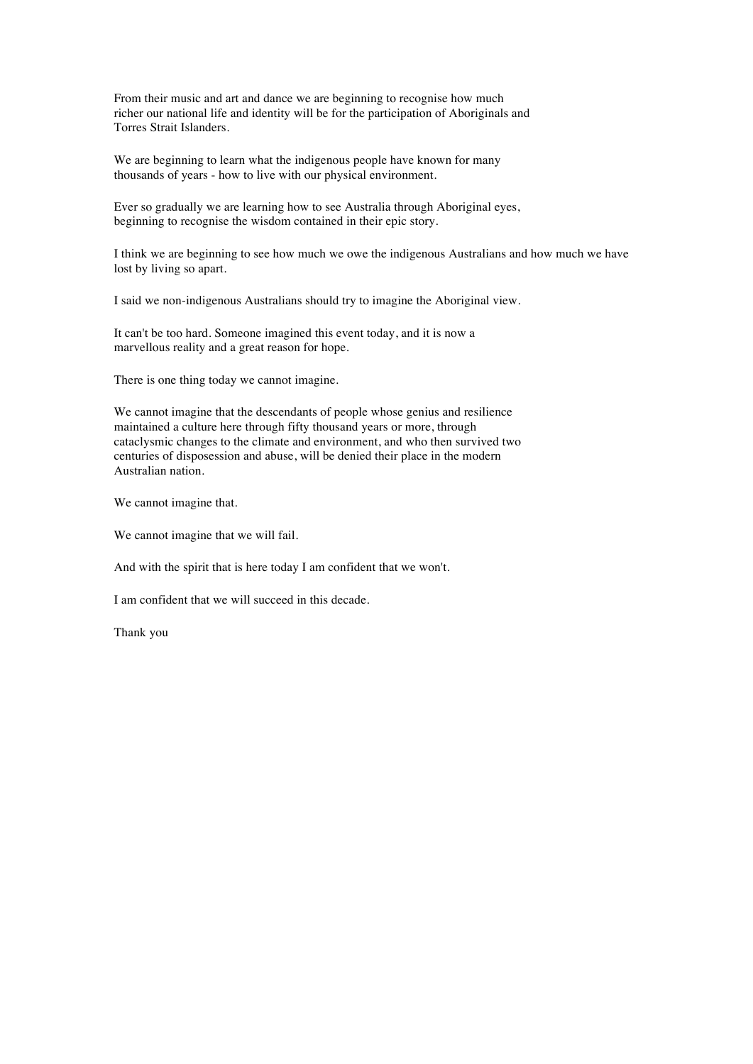From their music and art and dance we are beginning to recognise how much richer our national life and identity will be for the participation of Aboriginals and Torres Strait Islanders.

We are beginning to learn what the indigenous people have known for many thousands of years - how to live with our physical environment.

Ever so gradually we are learning how to see Australia through Aboriginal eyes, beginning to recognise the wisdom contained in their epic story.

I think we are beginning to see how much we owe the indigenous Australians and how much we have lost by living so apart.

I said we non-indigenous Australians should try to imagine the Aboriginal view.

It can't be too hard. Someone imagined this event today, and it is now a marvellous reality and a great reason for hope.

There is one thing today we cannot imagine.

We cannot imagine that the descendants of people whose genius and resilience maintained a culture here through fifty thousand years or more, through cataclysmic changes to the climate and environment, and who then survived two centuries of disposession and abuse, will be denied their place in the modern Australian nation.

We cannot imagine that.

We cannot imagine that we will fail.

And with the spirit that is here today I am confident that we won't.

I am confident that we will succeed in this decade.

Thank you